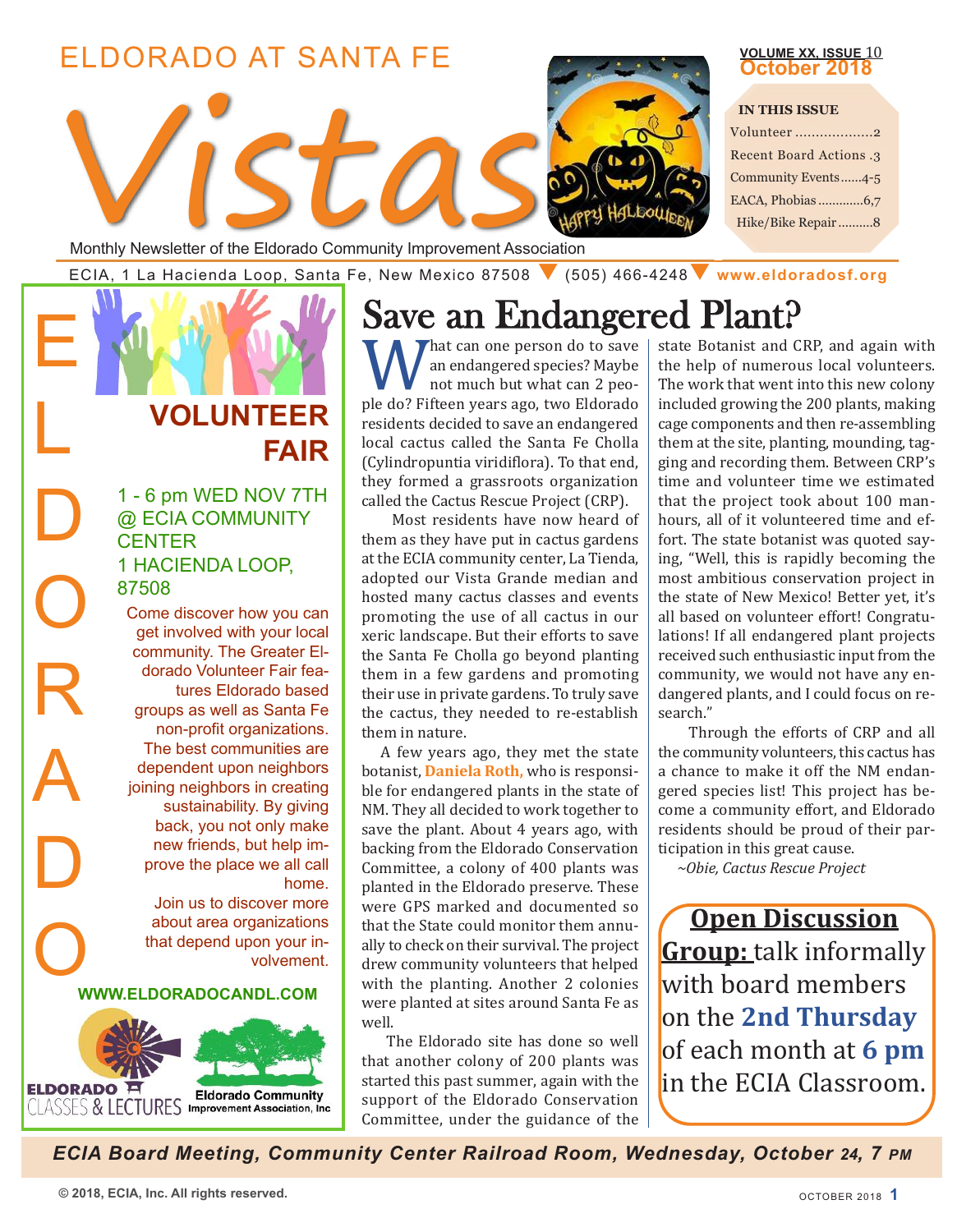# ELDORADO AT SANTA FE

# Vistas

Monthly Newsletter of the Eldorado Community Improvement Association

ECIA, 1 La Hacienda Loop, Santa Fe, New Mexico 87508 ▼ (505) 466-4248 ▼ www.eldoradosf.org

**VOLUME XX, ISSUE 10**
**October 2018**

**IN THIS ISSUE**

- Volunteer ..................2
- Recent Board Actions .3
- Community Events......4-5
- EACA, Phobias ............6,7
- Hike/Bike Repair ..........8

## ELDORADO VOLUNTEER FAIR

1 - 6 pm WED NOV 7TH @ ECIA COMMUNITY CENTER
1 HACIENDA LOOP, 87508

Come discover how you can get involved with your local community. The Greater Eldorado Volunteer Fair features Eldorado based groups as well as Santa Fe non-profit organizations. The best communities are dependent upon neighbors joining neighbors in creating sustainability. By giving back, you not only make new friends, but help improve the place we all call home.

Join us to discover more about area organizations that depend upon your involvement.

**WWW.ELDORADOCANDL.COM**

ELDORADO CLASSES & LECTURES — Eldorado Community Improvement Association, Inc

# Save an Endangered Plant?

What can one person do to save an endangered species? Maybe not much but what can 2 people do? Fifteen years ago, two Eldorado residents decided to save an endangered local cactus called the Santa Fe Cholla (Cylindropuntia viridiflora). To that end, they formed a grassroots organization called the Cactus Rescue Project (CRP).

Most residents have now heard of them as they have put in cactus gardens at the ECIA community center, La Tienda, adopted our Vista Grande median and hosted many cactus classes and events promoting the use of all cactus in our xeric landscape. But their efforts to save the Santa Fe Cholla go beyond planting them in a few gardens and promoting their use in private gardens. To truly save the cactus, they needed to re-establish them in nature.

A few years ago, they met the state botanist, **Daniela Roth,** who is responsible for endangered plants in the state of NM. They all decided to work together to save the plant. About 4 years ago, with backing from the Eldorado Conservation Committee, a colony of 400 plants was planted in the Eldorado preserve. These were GPS marked and documented so that the State could monitor them annually to check on their survival. The project drew community volunteers that helped with the planting. Another 2 colonies were planted at sites around Santa Fe as well.

The Eldorado site has done so well that another colony of 200 plants was started this past summer, again with the support of the Eldorado Conservation Committee, under the guidance of the state Botanist and CRP, and again with the help of numerous local volunteers. The work that went into this new colony included growing the 200 plants, making cage components and then re-assembling them at the site, planting, mounding, tagging and recording them. Between CRP's time and volunteer time we estimated that the project took about 100 man-hours, all of it volunteered time and effort. The state botanist was quoted saying, "Well, this is rapidly becoming the most ambitious conservation project in the state of New Mexico! Better yet, it's all based on volunteer effort! Congratulations! If all endangered plant projects received such enthusiastic input from the community, we would not have any endangered plants, and I could focus on research."

Through the efforts of CRP and all the community volunteers, this cactus has a chance to make it off the NM endangered species list! This project has become a community effort, and Eldorado residents should be proud of their participation in this great cause.

*~Obie, Cactus Rescue Project*

**Open Discussion Group:** talk informally with board members on the **2nd Thursday** of each month at **6 pm** in the ECIA Classroom.

***ECIA Board Meeting, Community Center Railroad Room, Wednesday, October 24, 7 PM***

© 2018, ECIA, Inc. All rights reserved.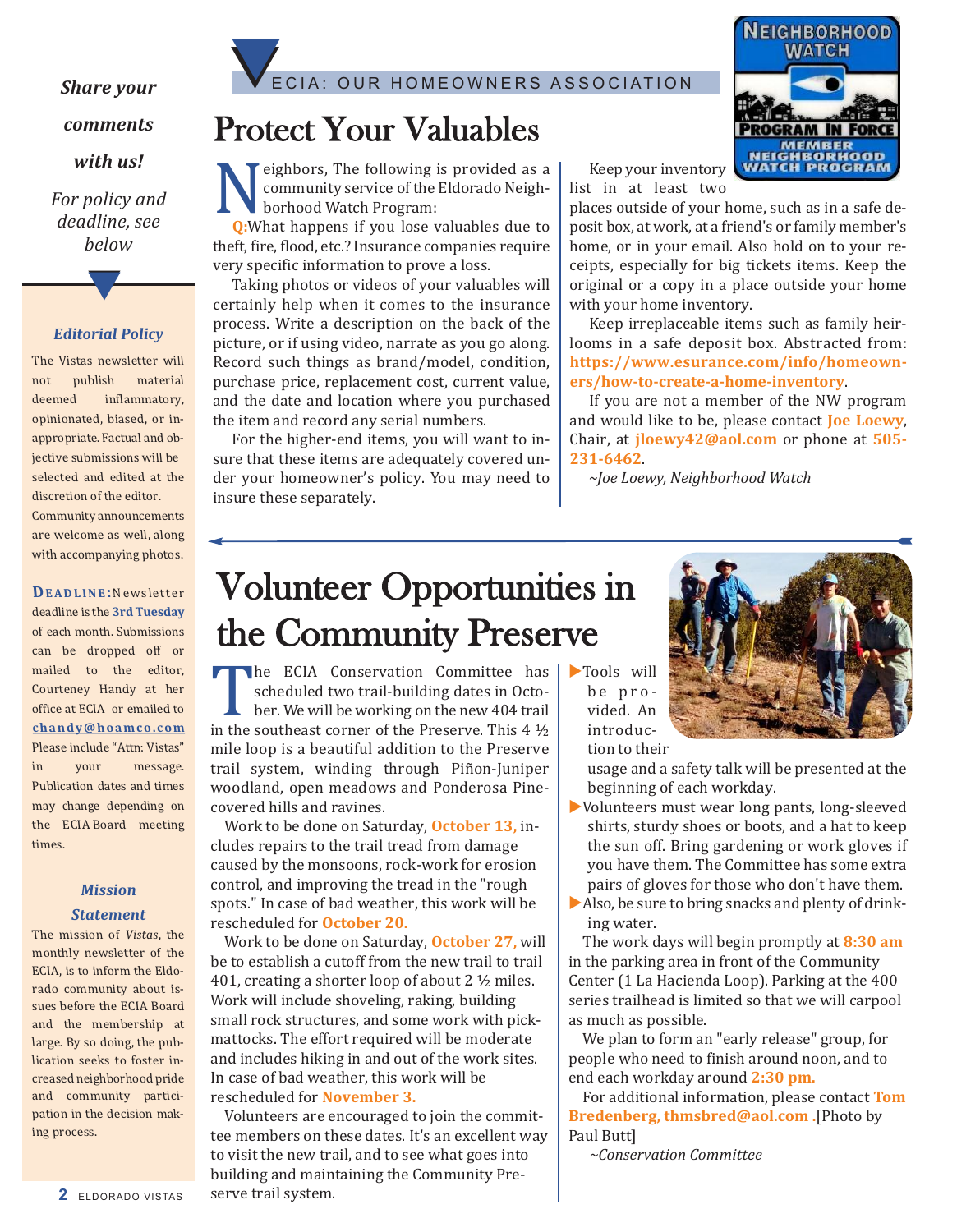*Share your comments with us!*

*For policy and deadline, see below*

### *Editorial Policy*

The Vistas newsletter will not publish material deemed inflammatory, opinionated, biased, or inappropriate. Factual and objective submissions will be selected and edited at the discretion of the editor. Community announcements are welcome as well, along with accompanying photos.

**DEADLINE:** Newsletter deadline is the **3rd Tuesday** of each month. Submissions can be dropped off or mailed to the editor, Courteney Handy at her office at ECIA or emailed to **chandy@hoamco.com** Please include "Attn: Vistas" in your message. Publication dates and times may change depending on the ECIA Board meeting times.

### *Mission Statement*

The mission of *Vistas*, the monthly newsletter of the ECIA, is to inform the Eldorado community about issues before the ECIA Board and the membership at large. By so doing, the publication seeks to foster increased neighborhood pride and community participation in the decision making process.

ECIA: OUR HOMEOWNERS ASSOCIATION

# Protect Your Valuables

NEIGHBORHOOD WATCH — PROGRAM IN FORCE — MEMBER NEIGHBORHOOD WATCH PROGRAM

Neighbors, The following is provided as a community service of the Eldorado Neighborhood Watch Program:

**Q:** What happens if you lose valuables due to theft, fire, flood, etc.? Insurance companies require very specific information to prove a loss.

Taking photos or videos of your valuables will certainly help when it comes to the insurance process. Write a description on the back of the picture, or if using video, narrate as you go along. Record such things as brand/model, condition, purchase price, replacement cost, current value, and the date and location where you purchased the item and record any serial numbers.

For the higher-end items, you will want to insure that these items are adequately covered under your homeowner's policy. You may need to insure these separately.

Keep your inventory list in at least two places outside of your home, such as in a safe deposit box, at work, at a friend's or family member's home, or in your email. Also hold on to your receipts, especially for big tickets items. Keep the original or a copy in a place outside your home with your home inventory.

Keep irreplaceable items such as family heirlooms in a safe deposit box. Abstracted from: **https://www.esurance.com/info/homeowners/how-to-create-a-home-inventory**.

If you are not a member of the NW program and would like to be, please contact **Joe Loewy**, Chair, at **jloewy42@aol.com** or phone at **505-231-6462**.

*~Joe Loewy, Neighborhood Watch*

# Volunteer Opportunities in the Community Preserve

The ECIA Conservation Committee has scheduled two trail-building dates in October. We will be working on the new 404 trail in the southeast corner of the Preserve. This 4 ½ mile loop is a beautiful addition to the Preserve trail system, winding through Piñon-Juniper woodland, open meadows and Ponderosa Pine-covered hills and ravines.

Work to be done on Saturday, **October 13,** includes repairs to the trail tread from damage caused by the monsoons, rock-work for erosion control, and improving the tread in the "rough spots." In case of bad weather, this work will be rescheduled for **October 20.**

Work to be done on Saturday, **October 27,** will be to establish a cutoff from the new trail to trail 401, creating a shorter loop of about 2 ½ miles. Work will include shoveling, raking, building small rock structures, and some work with pickmattocks. The effort required will be moderate and includes hiking in and out of the work sites. In case of bad weather, this work will be rescheduled for **November 3.**

Volunteers are encouraged to join the committee members on these dates. It's an excellent way to visit the new trail, and to see what goes into building and maintaining the Community Preserve trail system.

- Tools will be provided. An introduction to their usage and a safety talk will be presented at the beginning of each workday.
- Volunteers must wear long pants, long-sleeved shirts, sturdy shoes or boots, and a hat to keep the sun off. Bring gardening or work gloves if you have them. The Committee has some extra pairs of gloves for those who don't have them.
- Also, be sure to bring snacks and plenty of drinking water.

The work days will begin promptly at **8:30 am** in the parking area in front of the Community Center (1 La Hacienda Loop). Parking at the 400 series trailhead is limited so that we will carpool as much as possible.

We plan to form an "early release" group, for people who need to finish around noon, and to end each workday around **2:30 pm.**

For additional information, please contact **Tom Bredenberg, thmsbred@aol.com** .[Photo by Paul Butt]

*~Conservation Committee*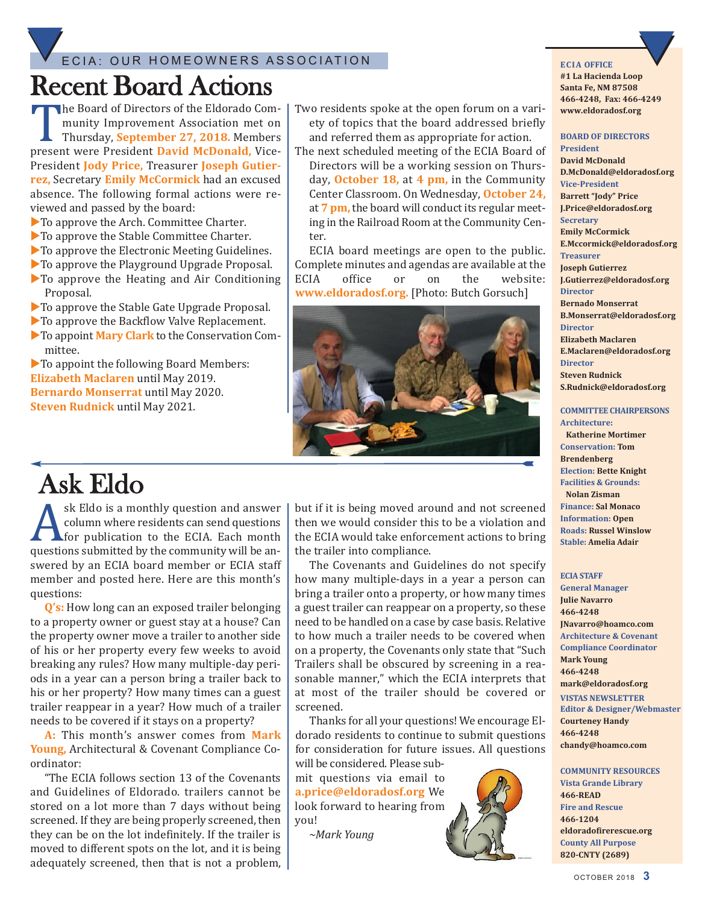ECIA: OUR HOMEOWNERS ASSOCIATION

# Recent Board Actions

The Board of Directors of the Eldorado Community Improvement Association met on Thursday, **September 27, 2018.** Members present were President **David McDonald,** Vice-President **Jody Price,** Treasurer **Joseph Gutierrez,** Secretary **Emily McCormick** had an excused absence. The following formal actions were reviewed and passed by the board:

- To approve the Arch. Committee Charter.
- To approve the Stable Committee Charter.
- To approve the Electronic Meeting Guidelines.
- To approve the Playground Upgrade Proposal.
- To approve the Heating and Air Conditioning Proposal.
- To approve the Stable Gate Upgrade Proposal.
- To approve the Backflow Valve Replacement.
- To appoint **Mary Clark** to the Conservation Committee.
- To appoint the following Board Members:

**Elizabeth Maclaren** until May 2019.
**Bernardo Monserrat** until May 2020.
**Steven Rudnick** until May 2021.

Two residents spoke at the open forum on a variety of topics that the board addressed briefly and referred them as appropriate for action.

The next scheduled meeting of the ECIA Board of Directors will be a working session on Thursday, **October 18,** at **4 pm,** in the Community Center Classroom. On Wednesday, **October 24,** at **7 pm,** the board will conduct its regular meeting in the Railroad Room at the Community Center.

ECIA board meetings are open to the public. Complete minutes and agendas are available at the ECIA office or on the website: **www.eldoradosf.org.** [Photo: Butch Gorsuch]

# Ask Eldo

Ask Eldo is a monthly question and answer column where residents can send questions for publication to the ECIA. Each month questions submitted by the community will be answered by an ECIA board member or ECIA staff member and posted here. Here are this month's questions:

**Q's:** How long can an exposed trailer belonging to a property owner or guest stay at a house? Can the property owner move a trailer to another side of his or her property every few weeks to avoid breaking any rules? How many multiple-day periods in a year can a person bring a trailer back to his or her property? How many times can a guest trailer reappear in a year? How much of a trailer needs to be covered if it stays on a property?

**A:** This month's answer comes from **Mark Young,** Architectural & Covenant Compliance Coordinator:

"The ECIA follows section 13 of the Covenants and Guidelines of Eldorado. trailers cannot be stored on a lot more than 7 days without being screened. If they are being properly screened, then they can be on the lot indefinitely. If the trailer is moved to different spots on the lot, and it is being adequately screened, then that is not a problem, but if it is being moved around and not screened then we would consider this to be a violation and the ECIA would take enforcement actions to bring the trailer into compliance.

The Covenants and Guidelines do not specify how many multiple-days in a year a person can bring a trailer onto a property, or how many times a guest trailer can reappear on a property, so these need to be handled on a case by case basis. Relative to how much a trailer needs to be covered when on a property, the Covenants only state that "Such Trailers shall be obscured by screening in a reasonable manner," which the ECIA interprets that at most of the trailer should be covered or screened.

Thanks for all your questions! We encourage Eldorado residents to continue to submit questions for consideration for future issues. All questions will be considered. Please submit questions via email to **a.price@eldoradosf.org** We look forward to hearing from you!

*~Mark Young*

---

**ECIA OFFICE**
#1 La Hacienda Loop
Santa Fe, NM 87508
466-4248, Fax: 466-4249
www.eldoradosf.org

**BOARD OF DIRECTORS**

**President**
David McDonald
D.McDonald@eldoradosf.org

**Vice-President**
Barrett "Jody" Price
J.Price@eldoradosf.org

**Secretary**
Emily McCormick
E.Mccormick@eldoradosf.org

**Treasurer**
Joseph Gutierrez
J.Gutierrez@eldoradosf.org

**Director**
Bernado Monserrat
B.Monserrat@eldoradosf.org

**Director**
Elizabeth Maclaren
E.Maclaren@eldoradosf.org

**Director**
Steven Rudnick
S.Rudnick@eldoradosf.org

**COMMITTEE CHAIRPERSONS**

**Architecture:** Katherine Mortimer
**Conservation:** Tom Brendenberg
**Election:** Bette Knight
**Facilities & Grounds:** Nolan Zisman
**Finance:** Sal Monaco
**Information:** Open
**Roads:** Russel Winslow
**Stable:** Amelia Adair

**ECIA STAFF**

**General Manager**
Julie Navarro
466-4248
JNavarro@hoamco.com

**Architecture & Covenant Compliance Coordinator**
Mark Young
466-4248
mark@eldoradosf.org

**VISTAS NEWSLETTER**

**Editor & Designer/Webmaster**
Courteney Handy
466-4248
chandy@hoamco.com

**COMMUNITY RESOURCES**

**Vista Grande Library**
466-READ

**Fire and Rescue**
466-1204
eldoradofirerescue.org

**County All Purpose**
820-CNTY (2689)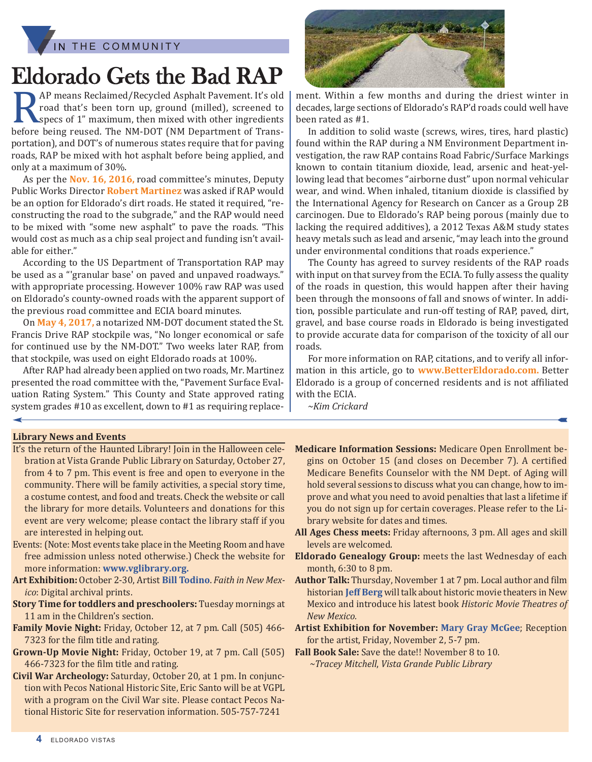IN THE COMMUNITY

# Eldorado Gets the Bad RAP

RAP means Reclaimed/Recycled Asphalt Pavement. It's old road that's been torn up, ground (milled), screened to specs of 1" maximum, then mixed with other ingredients before being reused. The NM-DOT (NM Department of Transportation), and DOT's of numerous states require that for paving roads, RAP be mixed with hot asphalt before being applied, and only at a maximum of 30%.

As per the **Nov. 16, 2016,** road committee's minutes, Deputy Public Works Director **Robert Martinez** was asked if RAP would be an option for Eldorado's dirt roads. He stated it required, "reconstructing the road to the subgrade," and the RAP would need to be mixed with "some new asphalt" to pave the roads. "This would cost as much as a chip seal project and funding isn't available for either."

According to the US Department of Transportation RAP may be used as a "'granular base' on paved and unpaved roadways." with appropriate processing. However 100% raw RAP was used on Eldorado's county-owned roads with the apparent support of the previous road committee and ECIA board minutes.

On **May 4, 2017,** a notarized NM-DOT document stated the St. Francis Drive RAP stockpile was, "No longer economical or safe for continued use by the NM-DOT." Two weeks later RAP, from that stockpile, was used on eight Eldorado roads at 100%.

After RAP had already been applied on two roads, Mr. Martinez presented the road committee with the, "Pavement Surface Evaluation Rating System." This County and State approved rating system grades #10 as excellent, down to #1 as requiring replacement. Within a few months and during the driest winter in decades, large sections of Eldorado's RAP'd roads could well have been rated as #1.

In addition to solid waste (screws, wires, tires, hard plastic) found within the RAP during a NM Environment Department investigation, the raw RAP contains Road Fabric/Surface Markings known to contain titanium dioxide, lead, arsenic and heat-yellowing lead that becomes "airborne dust" upon normal vehicular wear, and wind. When inhaled, titanium dioxide is classified by the International Agency for Research on Cancer as a Group 2B carcinogen. Due to Eldorado's RAP being porous (mainly due to lacking the required additives), a 2012 Texas A&M study states heavy metals such as lead and arsenic, "may leach into the ground under environmental conditions that roads experience."

The County has agreed to survey residents of the RAP roads with input on that survey from the ECIA. To fully assess the quality of the roads in question, this would happen after their having been through the monsoons of fall and snows of winter. In addition, possible particulate and run-off testing of RAP, paved, dirt, gravel, and base course roads in Eldorado is being investigated to provide accurate data for comparison of the toxicity of all our roads.

For more information on RAP, citations, and to verify all information in this article, go to **www.BetterEldorado.com.** Better Eldorado is a group of concerned residents and is not affiliated with the ECIA.

*~Kim Crickard*

---

## Library News and Events

It's the return of the Haunted Library! Join in the Halloween celebration at Vista Grande Public Library on Saturday, October 27, from 4 to 7 pm. This event is free and open to everyone in the community. There will be family activities, a special story time, a costume contest, and food and treats. Check the website or call the library for more details. Volunteers and donations for this event are very welcome; please contact the library staff if you are interested in helping out.

Events: (Note: Most events take place in the Meeting Room and have free admission unless noted otherwise.) Check the website for more information: **www.vglibrary.org.**

**Art Exhibition:** October 2-30, Artist **Bill Todino**. *Faith in New Mexico*: Digital archival prints.

**Story Time for toddlers and preschoolers:** Tuesday mornings at 11 am in the Children's section.

**Family Movie Night:** Friday, October 12, at 7 pm. Call (505) 466-7323 for the film title and rating.

**Grown-Up Movie Night:** Friday, October 19, at 7 pm. Call (505) 466-7323 for the film title and rating.

**Civil War Archeology:** Saturday, October 20, at 1 pm. In conjunction with Pecos National Historic Site, Eric Santo will be at VGPL with a program on the Civil War site. Please contact Pecos National Historic Site for reservation information. 505-757-7241

**Medicare Information Sessions:** Medicare Open Enrollment begins on October 15 (and closes on December 7). A certified Medicare Benefits Counselor with the NM Dept. of Aging will hold several sessions to discuss what you can change, how to improve and what you need to avoid penalties that last a lifetime if you do not sign up for certain coverages. Please refer to the Library website for dates and times.

**All Ages Chess meets:** Friday afternoons, 3 pm. All ages and skill levels are welcomed.

**Eldorado Genealogy Group:** meets the last Wednesday of each month, 6:30 to 8 pm.

**Author Talk:** Thursday, November 1 at 7 pm. Local author and film historian **Jeff Berg** will talk about historic movie theaters in New Mexico and introduce his latest book *Historic Movie Theatres of New Mexico.*

**Artist Exhibition for November:** **Mary Gray McGee**; Reception for the artist, Friday, November 2, 5-7 pm.

**Fall Book Sale:** Save the date!! November 8 to 10.

*~Tracey Mitchell, Vista Grande Public Library*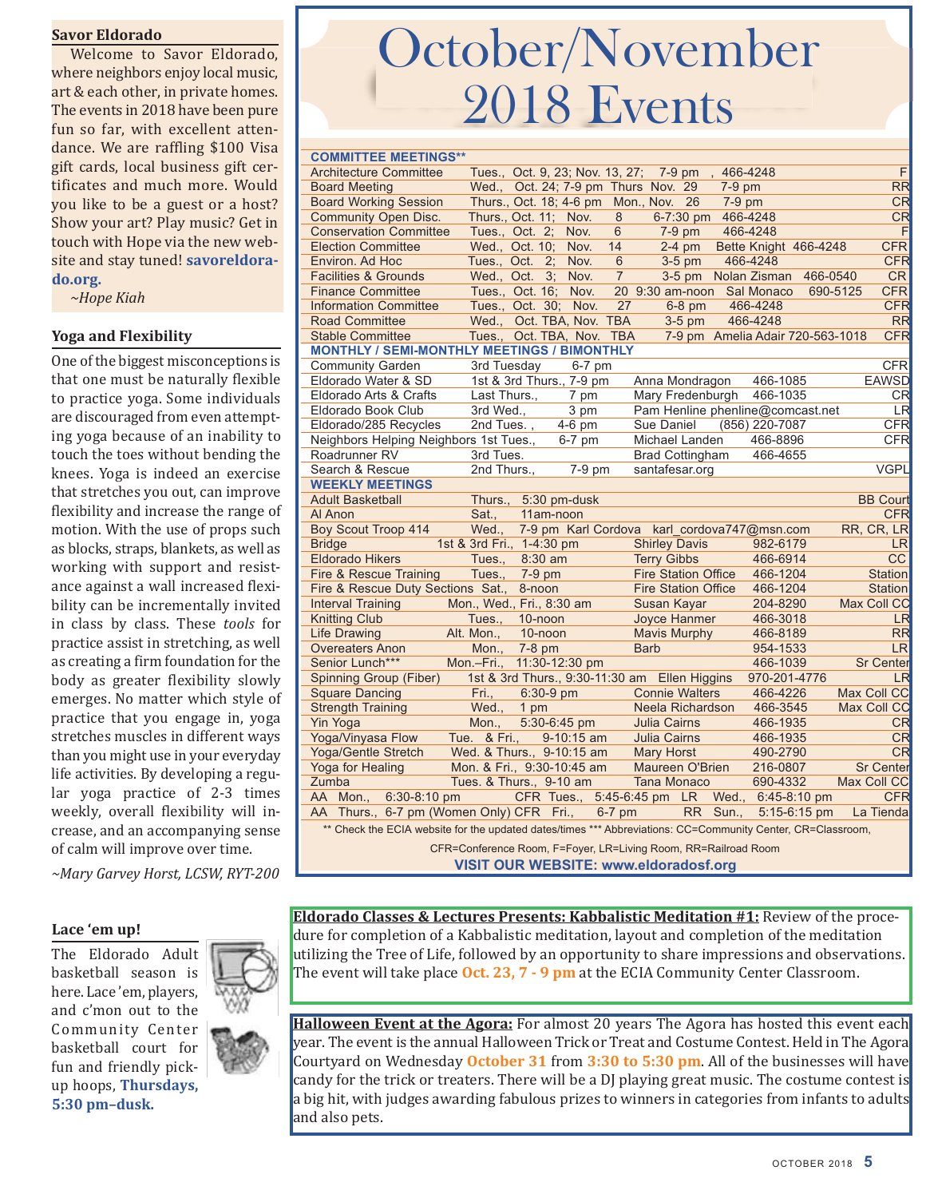## Savor Eldorado

Welcome to Savor Eldorado, where neighbors enjoy local music, art & each other, in private homes. The events in 2018 have been pure fun so far, with excellent attendance. We are raffling $100 Visa gift cards, local business gift certificates and much more. Would you like to be a guest or a host? Show your art? Play music? Get in touch with Hope via the new website and stay tuned! **savoreldorado.org.**

*~Hope Kiah*

## Yoga and Flexibility

One of the biggest misconceptions is that one must be naturally flexible to practice yoga. Some individuals are discouraged from even attempting yoga because of an inability to touch the toes without bending the knees. Yoga is indeed an exercise that stretches you out, can improve flexibility and increase the range of motion. With the use of props such as blocks, straps, blankets, as well as working with support and resistance against a wall increased flexibility can be incrementally invited in class by class. These *tools* for practice assist in stretching, as well as creating a firm foundation for the body as greater flexibility slowly emerges. No matter which style of practice that you engage in, yoga stretches muscles in different ways than you might use in your everyday life activities. By developing a regular yoga practice of 2-3 times weekly, overall flexibility will increase, and an accompanying sense of calm will improve over time.

*~Mary Garvey Horst, LCSW, RYT-200*

## Lace 'em up!

The Eldorado Adult basketball season is here. Lace 'em, players, and c'mon out to the Community Center basketball court for fun and friendly pick-up hoops, **Thursdays, 5:30 pm–dusk.**

# October/November 2018 Events

| COMMITTEE MEETINGS** | | | | |
|---|---|---|---|---|
| Architecture Committee | Tues., Oct. 9, 23; Nov. 13, 27; | 7-9 pm | , 466-4248 | F |
| Board Meeting | Wed., Oct. 24; 7-9 pm Thurs Nov. 29 | 7-9 pm | | RR |
| Board Working Session | Thurs., Oct. 18; 4-6 pm Mon., Nov. 26 | 7-9 pm | | CR |
| Community Open Disc. | Thurs., Oct. 11; Nov. 8 | 6-7:30 pm | 466-4248 | CR |
| Conservation Committee | Tues., Oct. 2; Nov. 6 | 7-9 pm | 466-4248 | F |
| Election Committee | Wed., Oct. 10; Nov. 14 | 2-4 pm | Bette Knight 466-4248 | CFR |
| Environ. Ad Hoc | Tues., Oct. 2; Nov. 6 | 3-5 pm | 466-4248 | CFR |
| Facilities & Grounds | Wed., Oct. 3; Nov. 7 | 3-5 pm | Nolan Zisman 466-0540 | CR |
| Finance Committee | Tues., Oct. 16; Nov. 20 | 9:30 am-noon | Sal Monaco 690-5125 | CFR |
| Information Committee | Tues., Oct. 30; Nov. 27 | 6-8 pm | 466-4248 | CFR |
| Road Committee | Wed., Oct. TBA, Nov. TBA | 3-5 pm | 466-4248 | RR |
| Stable Committee | Tues., Oct. TBA, Nov. TBA | 7-9 pm | Amelia Adair 720-563-1018 | CFR |
| **MONTHLY / SEMI-MONTHLY MEETINGS / BIMONTHLY** | | | | |
| Community Garden | 3rd Tuesday | 6-7 pm | | CFR |
| Eldorado Water & SD | 1st & 3rd Thurs., | 7-9 pm | Anna Mondragon 466-1085 | EAWSD |
| Eldorado Arts & Crafts | Last Thurs., | 7 pm | Mary Fredenburgh 466-1035 | CR |
| Eldorado Book Club | 3rd Wed., | 3 pm | Pam Henline phenline@comcast.net | LR |
| Eldorado/285 Recycles | 2nd Tues., | 4-6 pm | Sue Daniel (856) 220-7087 | CFR |
| Neighbors Helping Neighbors | 1st Tues., | 6-7 pm | Michael Landen 466-8896 | CFR |
| Roadrunner RV | 3rd Tues. | | Brad Cottingham 466-4655 | |
| Search & Rescue | 2nd Thurs., | 7-9 pm | santafesar.org | VGPL |
| **WEEKLY MEETINGS** | | | | |
| Adult Basketball | Thurs., | 5:30 pm-dusk | | BB Court |
| Al Anon | Sat., | 11am-noon | | CFR |
| Boy Scout Troop 414 | Wed., | 7-9 pm | Karl Cordova karl_cordova747@msn.com | RR, CR, LR |
| Bridge | 1st & 3rd Fri., | 1-4:30 pm | Shirley Davis 982-6179 | LR |
| Eldorado Hikers | Tues., | 8:30 am | Terry Gibbs 466-6914 | CC |
| Fire & Rescue Training | Tues., | 7-9 pm | Fire Station Office 466-1204 | Station |
| Fire & Rescue Duty Sections | Sat., | 8-noon | Fire Station Office 466-1204 | Station |
| Interval Training | Mon., Wed., Fri., | 8:30 am | Susan Kayar 204-8290 | Max Coll CC |
| Knitting Club | Tues., | 10-noon | Joyce Hanmer 466-3018 | LR |
| Life Drawing | Alt. Mon., | 10-noon | Mavis Murphy 466-8189 | RR |
| Overeaters Anon | Mon., | 7-8 pm | Barb 954-1533 | LR |
| Senior Lunch*** | Mon.–Fri., | 11:30-12:30 pm | 466-1039 | Sr Center |
| Spinning Group (Fiber) | 1st & 3rd Thurs., | 9:30-11:30 am | Ellen Higgins 970-201-4776 | LR |
| Square Dancing | Fri., | 6:30-9 pm | Connie Walters 466-4226 | Max Coll CC |
| Strength Training | Wed., | 1 pm | Neela Richardson 466-3545 | Max Coll CC |
| Yin Yoga | Mon., | 5:30-6:45 pm | Julia Cairns 466-1935 | CR |
| Yoga/Vinyasa Flow | Tue. & Fri., | 9-10:15 am | Julia Cairns 466-1935 | CR |
| Yoga/Gentle Stretch | Wed. & Thurs., | 9-10:15 am | Mary Horst 490-2790 | CR |
| Yoga for Healing | Mon. & Fri., | 9:30-10:45 am | Maureen O'Brien 216-0807 | Sr Center |
| Zumba | Tues. & Thurs., | 9-10 am | Tana Monaco 690-4332 | Max Coll CC |
| AA | Mon., 6:30-8:10 pm CFR | Tues., 5:45-6:45 pm LR | Wed., 6:45-8:10 pm | CFR |
| AA | Thurs., 6-7 pm (Women Only) CFR | Fri., 6-7 pm RR | Sun., 5:15-6:15 pm | La Tienda |

** Check the ECIA website for the updated dates/times *** Abbreviations: CC=Community Center, CR=Classroom, CFR=Conference Room, F=Foyer, LR=Living Room, RR=Railroad Room

**VISIT OUR WEBSITE: www.eldoradosf.org**

**Eldorado Classes & Lectures Presents: Kabbalistic Meditation #1:** Review of the procedure for completion of a Kabbalistic meditation, layout and completion of the meditation utilizing the Tree of Life, followed by an opportunity to share impressions and observations. The event will take place **Oct. 23, 7 - 9 pm** at the ECIA Community Center Classroom.

**Halloween Event at the Agora:** For almost 20 years The Agora has hosted this event each year. The event is the annual Halloween Trick or Treat and Costume Contest. Held in The Agora Courtyard on Wednesday **October 31** from **3:30 to 5:30 pm**. All of the businesses will have candy for the trick or treaters. There will be a DJ playing great music. The costume contest is a big hit, with judges awarding fabulous prizes to winners in categories from infants to adults and also pets.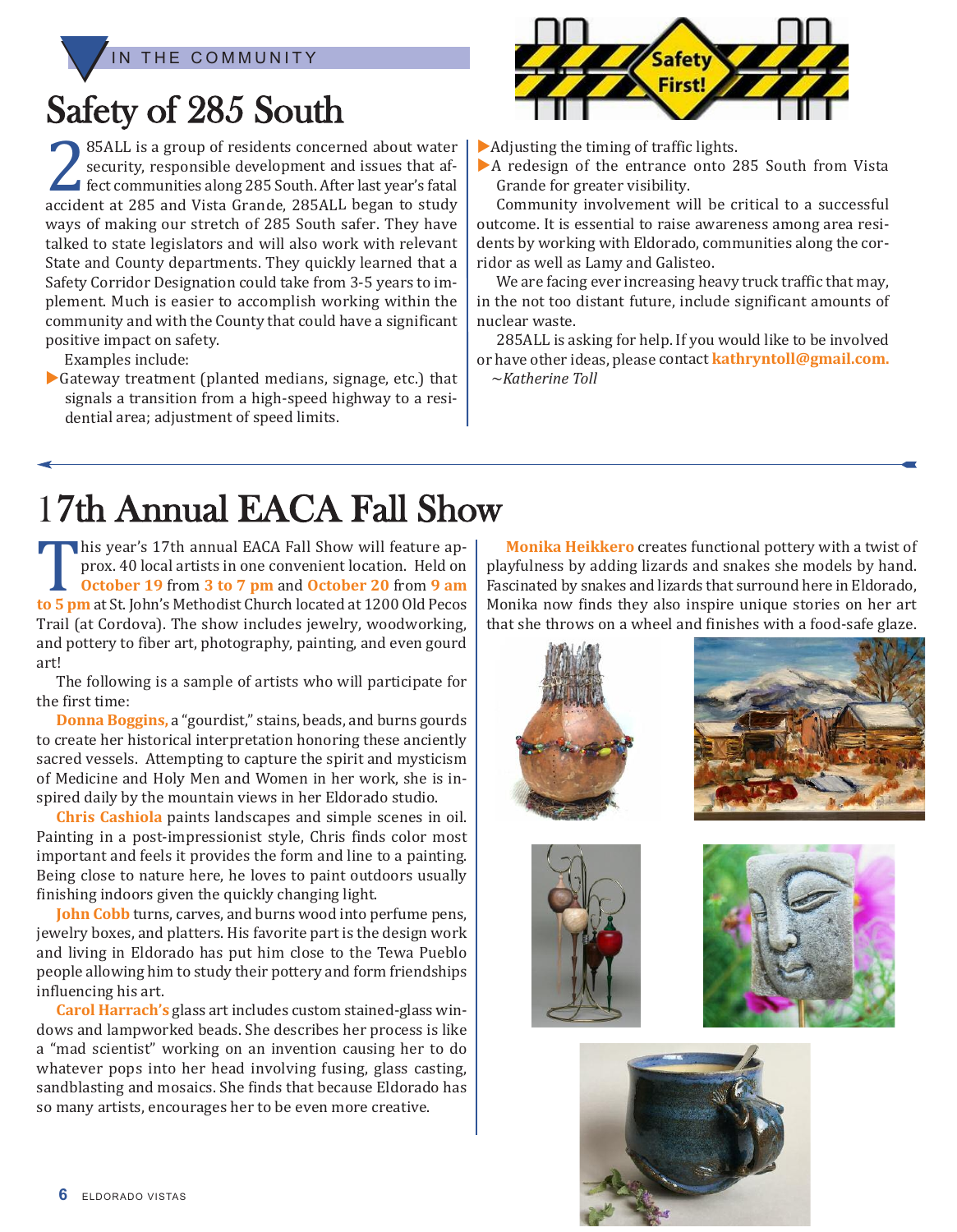IN THE COMMUNITY

# Safety of 285 South

285ALL is a group of residents concerned about water security, responsible development and issues that affect communities along 285 South. After last year's fatal accident at 285 and Vista Grande, 285ALL began to study ways of making our stretch of 285 South safer. They have talked to state legislators and will also work with relevant State and County departments. They quickly learned that a Safety Corridor Designation could take from 3-5 years to implement. Much is easier to accomplish working within the community and with the County that could have a significant positive impact on safety.

Examples include:

- Gateway treatment (planted medians, signage, etc.) that signals a transition from a high-speed highway to a residential area; adjustment of speed limits.
- Adjusting the timing of traffic lights.
- A redesign of the entrance onto 285 South from Vista Grande for greater visibility.

Community involvement will be critical to a successful outcome. It is essential to raise awareness among area residents by working with Eldorado, communities along the corridor as well as Lamy and Galisteo.

We are facing ever increasing heavy truck traffic that may, in the not too distant future, include significant amounts of nuclear waste.

285ALL is asking for help. If you would like to be involved or have other ideas, please contact **kathryntoll@gmail.com.**

*~Katherine Toll*

# 17th Annual EACA Fall Show

This year's 17th annual EACA Fall Show will feature approx. 40 local artists in one convenient location. Held on **October 19** from **3 to 7 pm** and **October 20** from **9 am to 5 pm** at St. John's Methodist Church located at 1200 Old Pecos Trail (at Cordova). The show includes jewelry, woodworking, and pottery to fiber art, photography, painting, and even gourd art!

The following is a sample of artists who will participate for the first time:

**Donna Boggins,** a "gourdist," stains, beads, and burns gourds to create her historical interpretation honoring these anciently sacred vessels. Attempting to capture the spirit and mysticism of Medicine and Holy Men and Women in her work, she is inspired daily by the mountain views in her Eldorado studio.

**Chris Cashiola** paints landscapes and simple scenes in oil. Painting in a post-impressionist style, Chris finds color most important and feels it provides the form and line to a painting. Being close to nature here, he loves to paint outdoors usually finishing indoors given the quickly changing light.

**John Cobb** turns, carves, and burns wood into perfume pens, jewelry boxes, and platters. His favorite part is the design work and living in Eldorado has put him close to the Tewa Pueblo people allowing him to study their pottery and form friendships influencing his art.

**Carol Harrach's** glass art includes custom stained-glass windows and lampworked beads. She describes her process is like a "mad scientist" working on an invention causing her to do whatever pops into her head involving fusing, glass casting, sandblasting and mosaics. She finds that because Eldorado has so many artists, encourages her to be even more creative.

**Monika Heikkero** creates functional pottery with a twist of playfulness by adding lizards and snakes she models by hand. Fascinated by snakes and lizards that surround here in Eldorado, Monika now finds they also inspire unique stories on her art that she throws on a wheel and finishes with a food-safe glaze.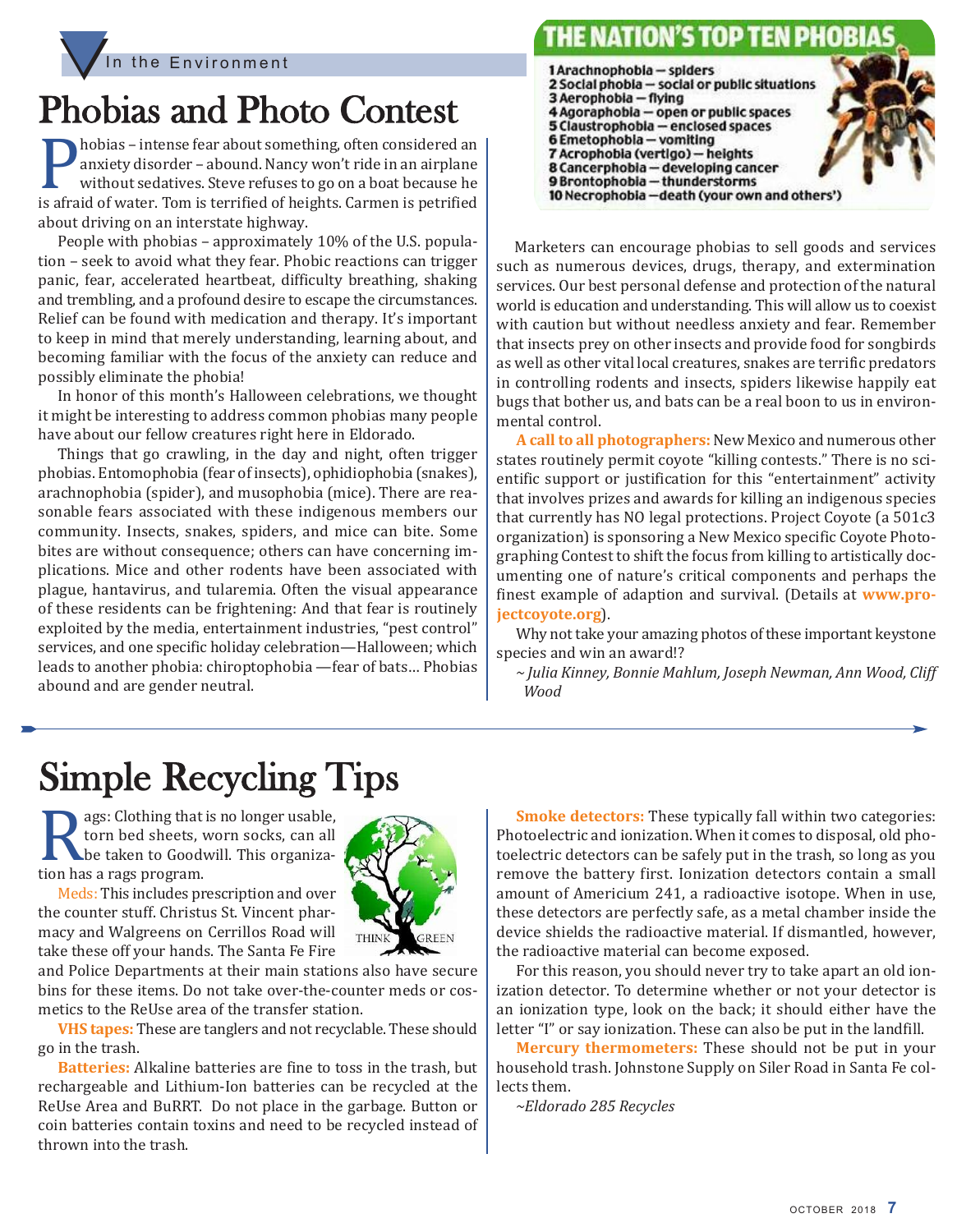In the Environment

# Phobias and Photo Contest

Phobias – intense fear about something, often considered an anxiety disorder – abound. Nancy won't ride in an airplane without sedatives. Steve refuses to go on a boat because he is afraid of water. Tom is terrified of heights. Carmen is petrified about driving on an interstate highway.

People with phobias – approximately 10% of the U.S. population – seek to avoid what they fear. Phobic reactions can trigger panic, fear, accelerated heartbeat, difficulty breathing, shaking and trembling, and a profound desire to escape the circumstances. Relief can be found with medication and therapy. It's important to keep in mind that merely understanding, learning about, and becoming familiar with the focus of the anxiety can reduce and possibly eliminate the phobia!

In honor of this month's Halloween celebrations, we thought it might be interesting to address common phobias many people have about our fellow creatures right here in Eldorado.

Things that go crawling, in the day and night, often trigger phobias. Entomophobia (fear of insects), ophidiophobia (snakes), arachnophobia (spider), and musophobia (mice). There are reasonable fears associated with these indigenous members our community. Insects, snakes, spiders, and mice can bite. Some bites are without consequence; others can have concerning implications. Mice and other rodents have been associated with plague, hantavirus, and tularemia. Often the visual appearance of these residents can be frightening: And that fear is routinely exploited by the media, entertainment industries, "pest control" services, and one specific holiday celebration—Halloween; which leads to another phobia: chiroptophobia —fear of bats… Phobias abound and are gender neutral.

**THE NATION'S TOP TEN PHOBIAS**

1. Arachnophobia — spiders
2. Social phobia — social or public situations
3. Aerophobia — flying
4. Agoraphobia — open or public spaces
5. Claustrophobia — enclosed spaces
6. Emetophobia — vomiting
7. Acrophobia (vertigo) — heights
8. Cancerphobia — developing cancer
9. Brontophobia — thunderstorms
10. Necrophobia — death (your own and others')

Marketers can encourage phobias to sell goods and services such as numerous devices, drugs, therapy, and extermination services. Our best personal defense and protection of the natural world is education and understanding. This will allow us to coexist with caution but without needless anxiety and fear. Remember that insects prey on other insects and provide food for songbirds as well as other vital local creatures, snakes are terrific predators in controlling rodents and insects, spiders likewise happily eat bugs that bother us, and bats can be a real boon to us in environmental control.

**A call to all photographers:** New Mexico and numerous other states routinely permit coyote "killing contests." There is no scientific support or justification for this "entertainment" activity that involves prizes and awards for killing an indigenous species that currently has NO legal protections. Project Coyote (a 501c3 organization) is sponsoring a New Mexico specific Coyote Photographing Contest to shift the focus from killing to artistically documenting one of nature's critical components and perhaps the finest example of adaption and survival. (Details at **www.projectcoyote.org**).

Why not take your amazing photos of these important keystone species and win an award!?

*~ Julia Kinney, Bonnie Mahlum, Joseph Newman, Ann Wood, Cliff Wood*

# Simple Recycling Tips

Rags: Clothing that is no longer usable, torn bed sheets, worn socks, can all be taken to Goodwill. This organization has a rags program.

**Meds:** This includes prescription and over the counter stuff. Christus St. Vincent pharmacy and Walgreens on Cerrillos Road will take these off your hands. The Santa Fe Fire and Police Departments at their main stations also have secure bins for these items. Do not take over-the-counter meds or cosmetics to the ReUse area of the transfer station.

**VHS tapes:** These are tanglers and not recyclable. These should go in the trash.

**Batteries:** Alkaline batteries are fine to toss in the trash, but rechargeable and Lithium-Ion batteries can be recycled at the ReUse Area and BuRRT. Do not place in the garbage. Button or coin batteries contain toxins and need to be recycled instead of thrown into the trash.

**Smoke detectors:** These typically fall within two categories: Photoelectric and ionization. When it comes to disposal, old photoelectric detectors can be safely put in the trash, so long as you remove the battery first. Ionization detectors contain a small amount of Americium 241, a radioactive isotope. When in use, these detectors are perfectly safe, as a metal chamber inside the device shields the radioactive material. If dismantled, however, the radioactive material can become exposed.

For this reason, you should never try to take apart an old ionization detector. To determine whether or not your detector is an ionization type, look on the back; it should either have the letter "I" or say ionization. These can also be put in the landfill.

**Mercury thermometers:** These should not be put in your household trash. Johnstone Supply on Siler Road in Santa Fe collects them.

*~Eldorado 285 Recycles*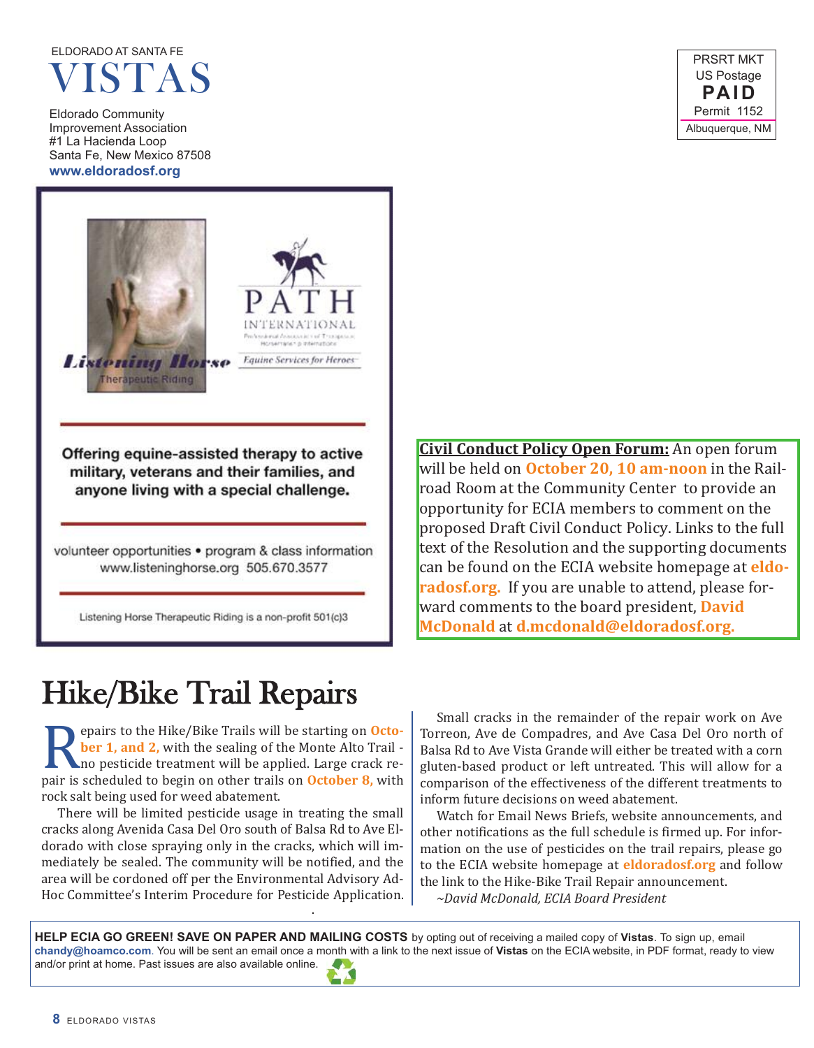ELDORADO AT SANTA FE

# VISTAS

Eldorado Community Improvement Association
#1 La Hacienda Loop
Santa Fe, New Mexico 87508
**www.eldoradosf.org**

PRSRT MKT
US Postage
**PAID**
Permit 1152
Albuquerque, NM

Listening Horse Therapeutic Riding

PATH INTERNATIONAL
Professional Association of Therapeutic Horsemanship International
Equine Services for Heroes

**Offering equine-assisted therapy to active military, veterans and their families, and anyone living with a special challenge.**

volunteer opportunities • program & class information
www.listeninghorse.org 505.670.3577

Listening Horse Therapeutic Riding is a non-profit 501(c)3

**Civil Conduct Policy Open Forum:** An open forum will be held on **October 20, 10 am-noon** in the Railroad Room at the Community Center to provide an opportunity for ECIA members to comment on the proposed Draft Civil Conduct Policy. Links to the full text of the Resolution and the supporting documents can be found on the ECIA website homepage at **eldoradosf.org.** If you are unable to attend, please forward comments to the board president, **David McDonald** at **d.mcdonald@eldoradosf.org.**

# Hike/Bike Trail Repairs

Repairs to the Hike/Bike Trails will be starting on **October 1, and 2,** with the sealing of the Monte Alto Trail - no pesticide treatment will be applied. Large crack repair is scheduled to begin on other trails on **October 8,** with rock salt being used for weed abatement.

There will be limited pesticide usage in treating the small cracks along Avenida Casa Del Oro south of Balsa Rd to Ave Eldorado with close spraying only in the cracks, which will immediately be sealed. The community will be notified, and the area will be cordoned off per the Environmental Advisory Ad-Hoc Committee's Interim Procedure for Pesticide Application.

Small cracks in the remainder of the repair work on Ave Torreon, Ave de Compadres, and Ave Casa Del Oro north of Balsa Rd to Ave Vista Grande will either be treated with a corn gluten-based product or left untreated. This will allow for a comparison of the effectiveness of the different treatments to inform future decisions on weed abatement.

Watch for Email News Briefs, website announcements, and other notifications as the full schedule is firmed up. For information on the use of pesticides on the trail repairs, please go to the ECIA website homepage at **eldoradosf.org** and follow the link to the Hike-Bike Trail Repair announcement.

*~David McDonald, ECIA Board President*

**HELP ECIA GO GREEN! SAVE ON PAPER AND MAILING COSTS** by opting out of receiving a mailed copy of **Vistas**. To sign up, email **chandy@hoamco.com**. You will be sent an email once a month with a link to the next issue of **Vistas** on the ECIA website, in PDF format, ready to view and/or print at home. Past issues are also available online.